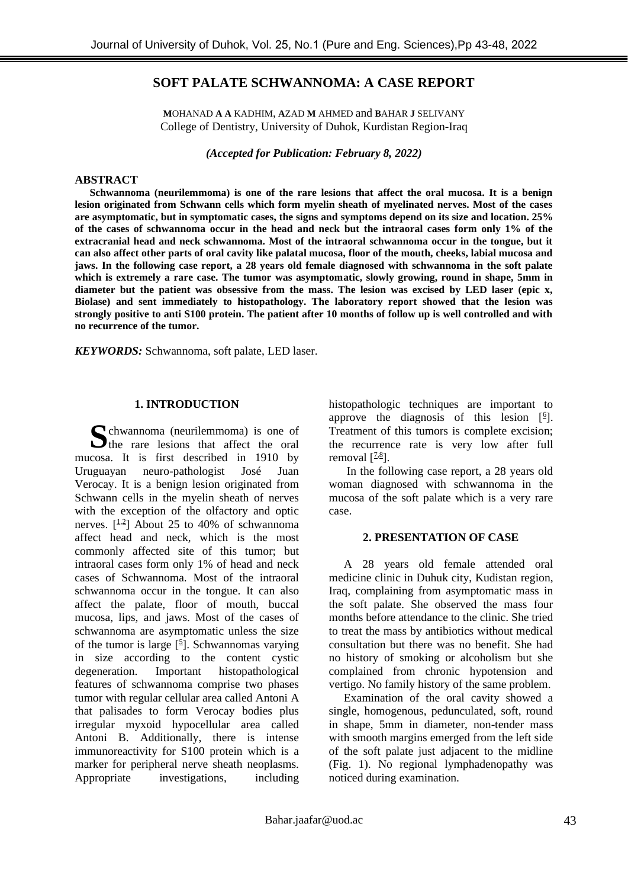# SOFT PALATE SCHWANNOMA: A CASE REPORT

**M**OHANAD **A A** KADHIM, **A**ZAD **M** AHMED and **B**AHAR **J** SELIVANY
College of Dentistry, University of Duhok, Kurdistan Region-Iraq

***(Accepted for Publication: February 8, 2022)***

## ABSTRACT

**Schwannoma (neurilemmoma) is one of the rare lesions that affect the oral mucosa. It is a benign lesion originated from Schwann cells which form myelin sheath of myelinated nerves. Most of the cases are asymptomatic, but in symptomatic cases, the signs and symptoms depend on its size and location. 25% of the cases of schwannoma occur in the head and neck but the intraoral cases form only 1% of the extracranial head and neck schwannoma. Most of the intraoral schwannoma occur in the tongue, but it can also affect other parts of oral cavity like palatal mucosa, floor of the mouth, cheeks, labial mucosa and jaws. In the following case report, a 28 years old female diagnosed with schwannoma in the soft palate which is extremely a rare case. The tumor was asymptomatic, slowly growing, round in shape, 5mm in diameter but the patient was obsessive from the mass. The lesion was excised by LED laser (epic x, Biolase) and sent immediately to histopathology. The laboratory report showed that the lesion was strongly positive to anti S100 protein. The patient after 10 months of follow up is well controlled and with no recurrence of the tumor.**

***KEYWORDS:*** Schwannoma, soft palate, LED laser.

## 1. INTRODUCTION

Schwannoma (neurilemmoma) is one of the rare lesions that affect the oral mucosa. It is first described in 1910 by Uruguayan neuro-pathologist José Juan Verocay. It is a benign lesion originated from Schwann cells in the myelin sheath of nerves with the exception of the olfactory and optic nerves. [1,2] About 25 to 40% of schwannoma affect head and neck, which is the most commonly affected site of this tumor; but intraoral cases form only 1% of head and neck cases of Schwannoma. Most of the intraoral schwannoma occur in the tongue. It can also affect the palate, floor of mouth, buccal mucosa, lips, and jaws. Most of the cases of schwannoma are asymptomatic unless the size of the tumor is large [5]. Schwannomas varying in size according to the content cystic degeneration. Important histopathological features of schwannoma comprise two phases tumor with regular cellular area called Antoni A that palisades to form Verocay bodies plus irregular myxoid hypocellular area called Antoni B. Additionally, there is intense immunoreactivity for S100 protein which is a marker for peripheral nerve sheath neoplasms. Appropriate investigations, including histopathologic techniques are important to approve the diagnosis of this lesion [6]. Treatment of this tumors is complete excision; the recurrence rate is very low after full removal [7,8].

In the following case report, a 28 years old woman diagnosed with schwannoma in the mucosa of the soft palate which is a very rare case.

## 2. PRESENTATION OF CASE

A 28 years old female attended oral medicine clinic in Duhuk city, Kudistan region, Iraq, complaining from asymptomatic mass in the soft palate. She observed the mass four months before attendance to the clinic. She tried to treat the mass by antibiotics without medical consultation but there was no benefit. She had no history of smoking or alcoholism but she complained from chronic hypotension and vertigo. No family history of the same problem.

Examination of the oral cavity showed a single, homogenous, pedunculated, soft, round in shape, 5mm in diameter, non-tender mass with smooth margins emerged from the left side of the soft palate just adjacent to the midline (Fig. 1). No regional lymphadenopathy was noticed during examination.

Bahar.jaafar@uod.ac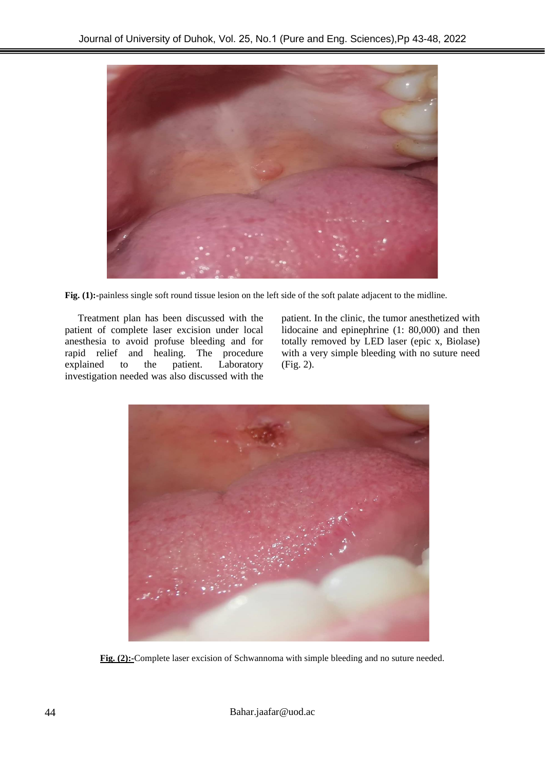**Fig. (1):-**painless single soft round tissue lesion on the left side of the soft palate adjacent to the midline.

Treatment plan has been discussed with the patient of complete laser excision under local anesthesia to avoid profuse bleeding and for rapid relief and healing. The procedure explained to the patient. Laboratory investigation needed was also discussed with the patient. In the clinic, the tumor anesthetized with lidocaine and epinephrine (1: 80,000) and then totally removed by LED laser (epic x, Biolase) with a very simple bleeding with no suture need (Fig. 2).

**Fig. (2):-**Complete laser excision of Schwannoma with simple bleeding and no suture needed.

Bahar.jaafar@uod.ac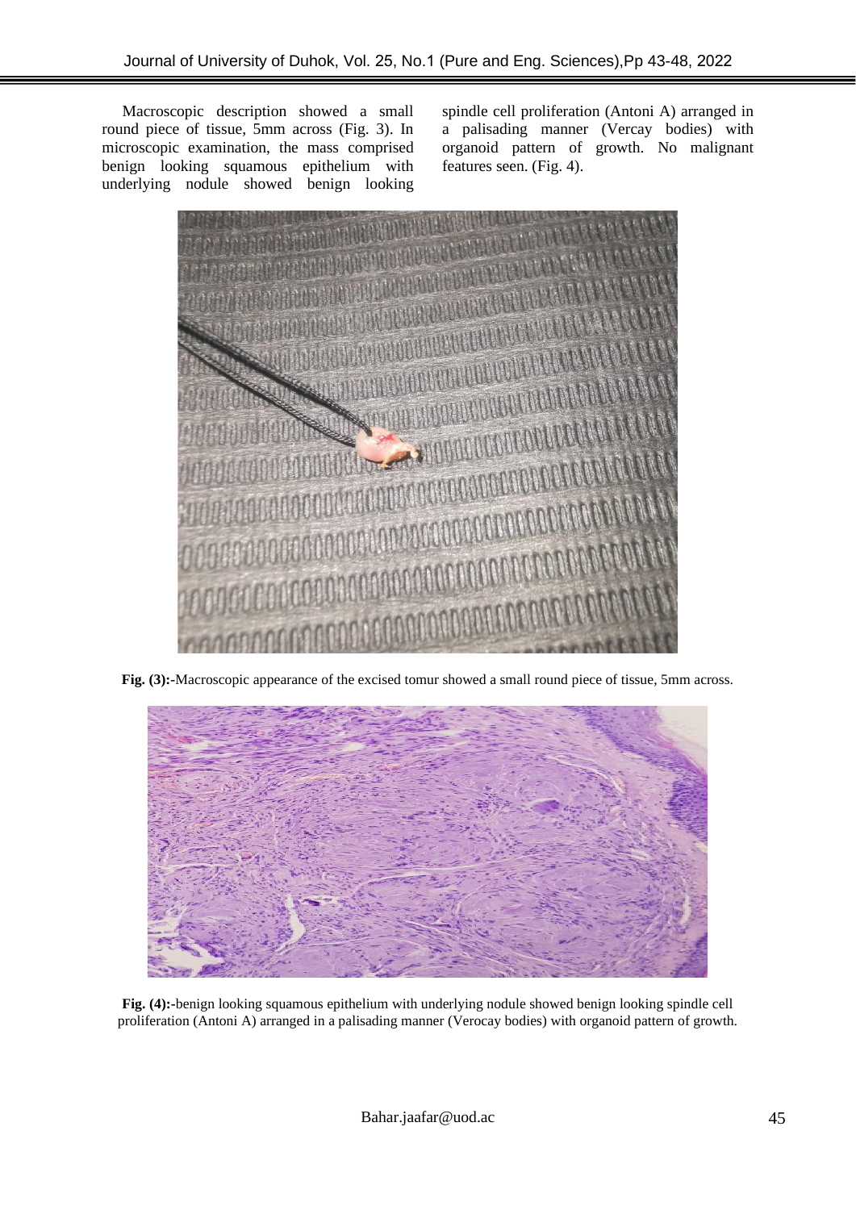Macroscopic description showed a small round piece of tissue, 5mm across (Fig. 3). In microscopic examination, the mass comprised benign looking squamous epithelium with underlying nodule showed benign looking spindle cell proliferation (Antoni A) arranged in a palisading manner (Vercay bodies) with organoid pattern of growth. No malignant features seen. (Fig. 4).

**Fig. (3):-**Macroscopic appearance of the excised tomur showed a small round piece of tissue, 5mm across.

**Fig. (4):-**benign looking squamous epithelium with underlying nodule showed benign looking spindle cell proliferation (Antoni A) arranged in a palisading manner (Verocay bodies) with organoid pattern of growth.

Bahar.jaafar@uod.ac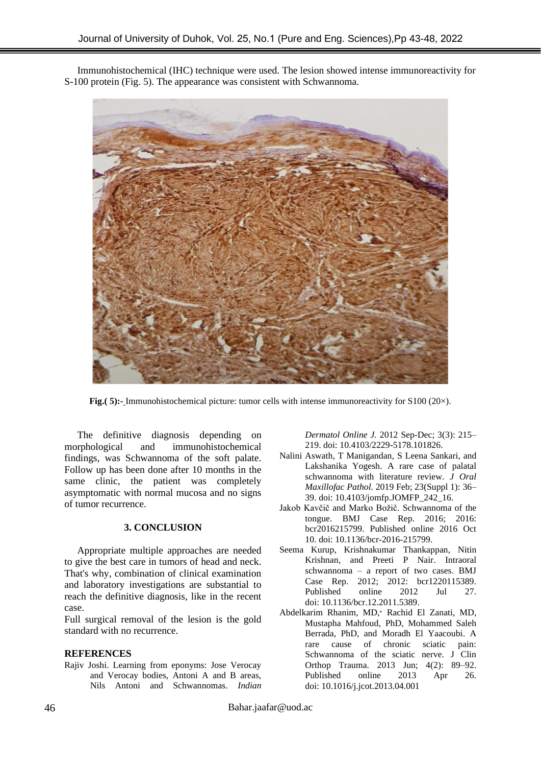Immunohistochemical (IHC) technique were used. The lesion showed intense immunoreactivity for S-100 protein (Fig. 5). The appearance was consistent with Schwannoma.

**Fig.( 5):-** Immunohistochemical picture: tumor cells with intense immunoreactivity for S100 (20×).

The definitive diagnosis depending on morphological and immunohistochemical findings, was Schwannoma of the soft palate. Follow up has been done after 10 months in the same clinic, the patient was completely asymptomatic with normal mucosa and no signs of tumor recurrence.

## 3. CONCLUSION

Appropriate multiple approaches are needed to give the best care in tumors of head and neck. That's why, combination of clinical examination and laboratory investigations are substantial to reach the definitive diagnosis, like in the recent case.

Full surgical removal of the lesion is the gold standard with no recurrence.

## REFERENCES

Rajiv Joshi. Learning from eponyms: Jose Verocay and Verocay bodies, Antoni A and B areas, Nils Antoni and Schwannomas. *Indian Dermatol Online J.* 2012 Sep-Dec; 3(3): 215–219. doi: 10.4103/2229-5178.101826.

Nalini Aswath, T Manigandan, S Leena Sankari, and Lakshanika Yogesh. A rare case of palatal schwannoma with literature review. *J Oral Maxillofac Pathol.* 2019 Feb; 23(Suppl 1): 36–39. doi: 10.4103/jomfp.JOMFP_242_16.

Jakob Kavčič and Marko Božič. Schwannoma of the tongue. BMJ Case Rep. 2016; 2016: bcr2016215799. Published online 2016 Oct 10. doi: 10.1136/bcr-2016-215799.

Seema Kurup, Krishnakumar Thankappan, Nitin Krishnan, and Preeti P Nair. Intraoral schwannoma – a report of two cases. BMJ Case Rep. 2012; 2012: bcr1220115389. Published online 2012 Jul 27. doi: 10.1136/bcr.12.2011.5389.

Abdelkarim Rhanim, MD,* Rachid El Zanati, MD, Mustapha Mahfoud, PhD, Mohammed Saleh Berrada, PhD, and Moradh El Yaacoubi. A rare cause of chronic sciatic pain: Schwannoma of the sciatic nerve. J Clin Orthop Trauma. 2013 Jun; 4(2): 89–92. Published online 2013 Apr 26. doi: 10.1016/j.jcot.2013.04.001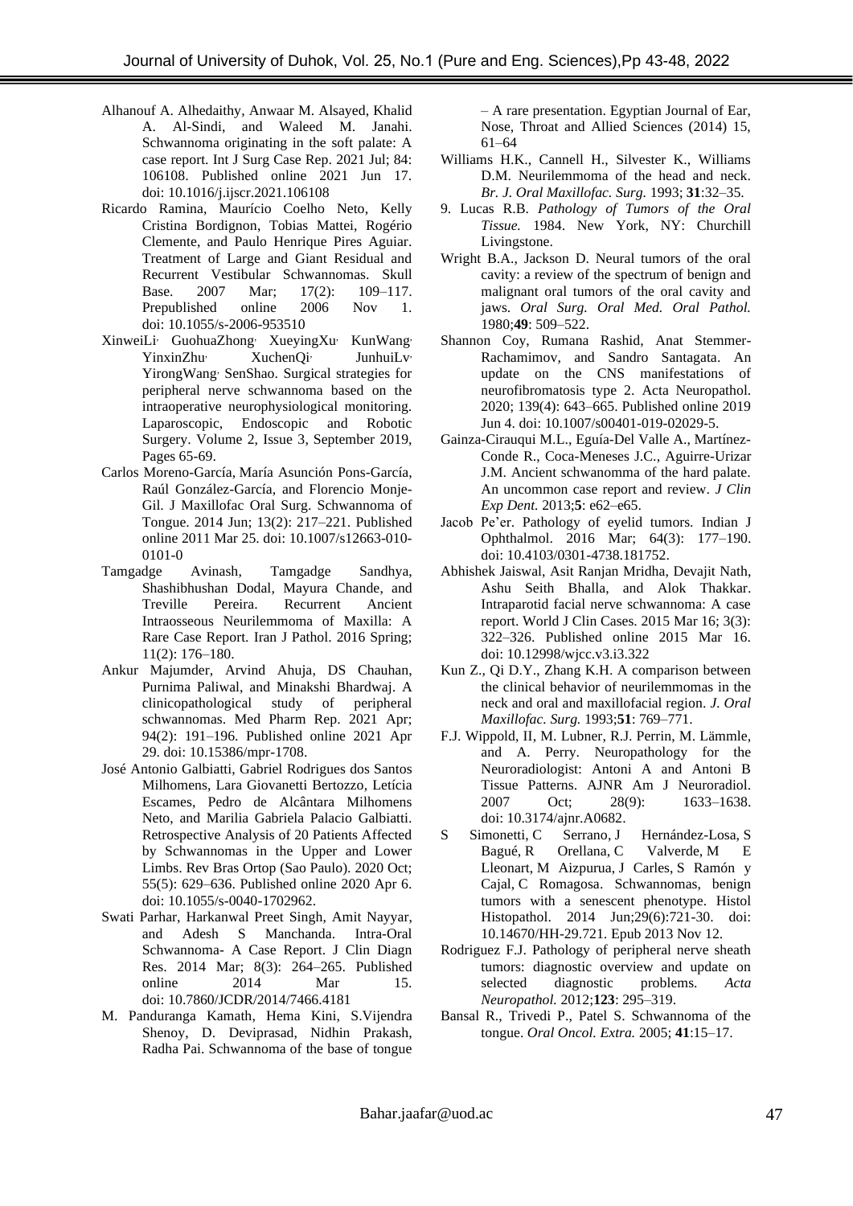Alhanouf A. Alhedaithy, Anwaar M. Alsayed, Khalid A. Al-Sindi, and Waleed M. Janahi. Schwannoma originating in the soft palate: A case report. Int J Surg Case Rep. 2021 Jul; 84: 106108. Published online 2021 Jun 17. doi: 10.1016/j.ijscr.2021.106108

Ricardo Ramina, Maurício Coelho Neto, Kelly Cristina Bordignon, Tobias Mattei, Rogério Clemente, and Paulo Henrique Pires Aguiar. Treatment of Large and Giant Residual and Recurrent Vestibular Schwannomas. Skull Base. 2007 Mar; 17(2): 109–117. Prepublished online 2006 Nov 1. doi: 10.1055/s-2006-953510

XinweiLi, GuohuaZhong, XueyingXu, KunWang, YinxinZhu, XuchenQi, JunhuiLv, YirongWang, SenShao. Surgical strategies for peripheral nerve schwannoma based on the intraoperative neurophysiological monitoring. Laparoscopic, Endoscopic and Robotic Surgery. Volume 2, Issue 3, September 2019, Pages 65-69.

Carlos Moreno-García, María Asunción Pons-García, Raúl González-García, and Florencio Monje-Gil. J Maxillofac Oral Surg. Schwannoma of Tongue. 2014 Jun; 13(2): 217–221. Published online 2011 Mar 25. doi: 10.1007/s12663-010-0101-0

Tamgadge Avinash, Tamgadge Sandhya, Shashibhushan Dodal, Mayura Chande, and Treville Pereira. Recurrent Ancient Intraosseous Neurilemmoma of Maxilla: A Rare Case Report. Iran J Pathol. 2016 Spring; 11(2): 176–180.

Ankur Majumder, Arvind Ahuja, DS Chauhan, Purnima Paliwal, and Minakshi Bhardwaj. A clinicopathological study of peripheral schwannomas. Med Pharm Rep. 2021 Apr; 94(2): 191–196. Published online 2021 Apr 29. doi: 10.15386/mpr-1708.

José Antonio Galbiatti, Gabriel Rodrigues dos Santos Milhomens, Lara Giovanetti Bertozzo, Letícia Escames, Pedro de Alcântara Milhomens Neto, and Marilia Gabriela Palacio Galbiatti. Retrospective Analysis of 20 Patients Affected by Schwannomas in the Upper and Lower Limbs. Rev Bras Ortop (Sao Paulo). 2020 Oct; 55(5): 629–636. Published online 2020 Apr 6. doi: 10.1055/s-0040-1702962.

Swati Parhar, Harkanwal Preet Singh, Amit Nayyar, and Adesh S Manchanda. Intra-Oral Schwannoma- A Case Report. J Clin Diagn Res. 2014 Mar; 8(3): 264–265. Published online 2014 Mar 15. doi: 10.7860/JCDR/2014/7466.4181

M. Panduranga Kamath, Hema Kini, S.Vijendra Shenoy, D. Deviprasad, Nidhin Prakash, Radha Pai. Schwannoma of the base of tongue – A rare presentation. Egyptian Journal of Ear, Nose, Throat and Allied Sciences (2014) 15, 61–64

Williams H.K., Cannell H., Silvester K., Williams D.M. Neurilemmoma of the head and neck. *Br. J. Oral Maxillofac. Surg.* 1993; **31**:32–35.

9. Lucas R.B. *Pathology of Tumors of the Oral Tissue.* 1984. New York, NY: Churchill Livingstone.

Wright B.A., Jackson D. Neural tumors of the oral cavity: a review of the spectrum of benign and malignant oral tumors of the oral cavity and jaws. *Oral Surg. Oral Med. Oral Pathol.* 1980;**49**: 509–522.

Shannon Coy, Rumana Rashid, Anat Stemmer-Rachamimov, and Sandro Santagata. An update on the CNS manifestations of neurofibromatosis type 2. Acta Neuropathol. 2020; 139(4): 643–665. Published online 2019 Jun 4. doi: 10.1007/s00401-019-02029-5.

Gainza-Cirauqui M.L., Eguía-Del Valle A., Martínez-Conde R., Coca-Meneses J.C., Aguirre-Urizar J.M. Ancient schwanomma of the hard palate. An uncommon case report and review. *J Clin Exp Dent.* 2013;**5**: e62–e65.

Jacob Pe'er. Pathology of eyelid tumors. Indian J Ophthalmol. 2016 Mar; 64(3): 177–190. doi: 10.4103/0301-4738.181752.

Abhishek Jaiswal, Asit Ranjan Mridha, Devajit Nath, Ashu Seith Bhalla, and Alok Thakkar. Intraparotid facial nerve schwannoma: A case report. World J Clin Cases. 2015 Mar 16; 3(3): 322–326. Published online 2015 Mar 16. doi: 10.12998/wjcc.v3.i3.322

Kun Z., Qi D.Y., Zhang K.H. A comparison between the clinical behavior of neurilemmomas in the neck and oral and maxillofacial region. *J. Oral Maxillofac. Surg.* 1993;**51**: 769–771.

F.J. Wippold, II, M. Lubner, R.J. Perrin, M. Lämmle, and A. Perry. Neuropathology for the Neuroradiologist: Antoni A and Antoni B Tissue Patterns. AJNR Am J Neuroradiol. 2007 Oct; 28(9): 1633–1638. doi: 10.3174/ajnr.A0682.

S Simonetti, C Serrano, J Hernández-Losa, S Bagué, R Orellana, C Valverde, M E Lleonart, M Aizpurua, J Carles, S Ramón y Cajal, C Romagosa. Schwannomas, benign tumors with a senescent phenotype. Histol Histopathol. 2014 Jun;29(6):721-30. doi: 10.14670/HH-29.721. Epub 2013 Nov 12.

Rodriguez F.J. Pathology of peripheral nerve sheath tumors: diagnostic overview and update on selected diagnostic problems. *Acta Neuropathol.* 2012;**123**: 295–319.

Bansal R., Trivedi P., Patel S. Schwannoma of the tongue. *Oral Oncol. Extra.* 2005; **41**:15–17.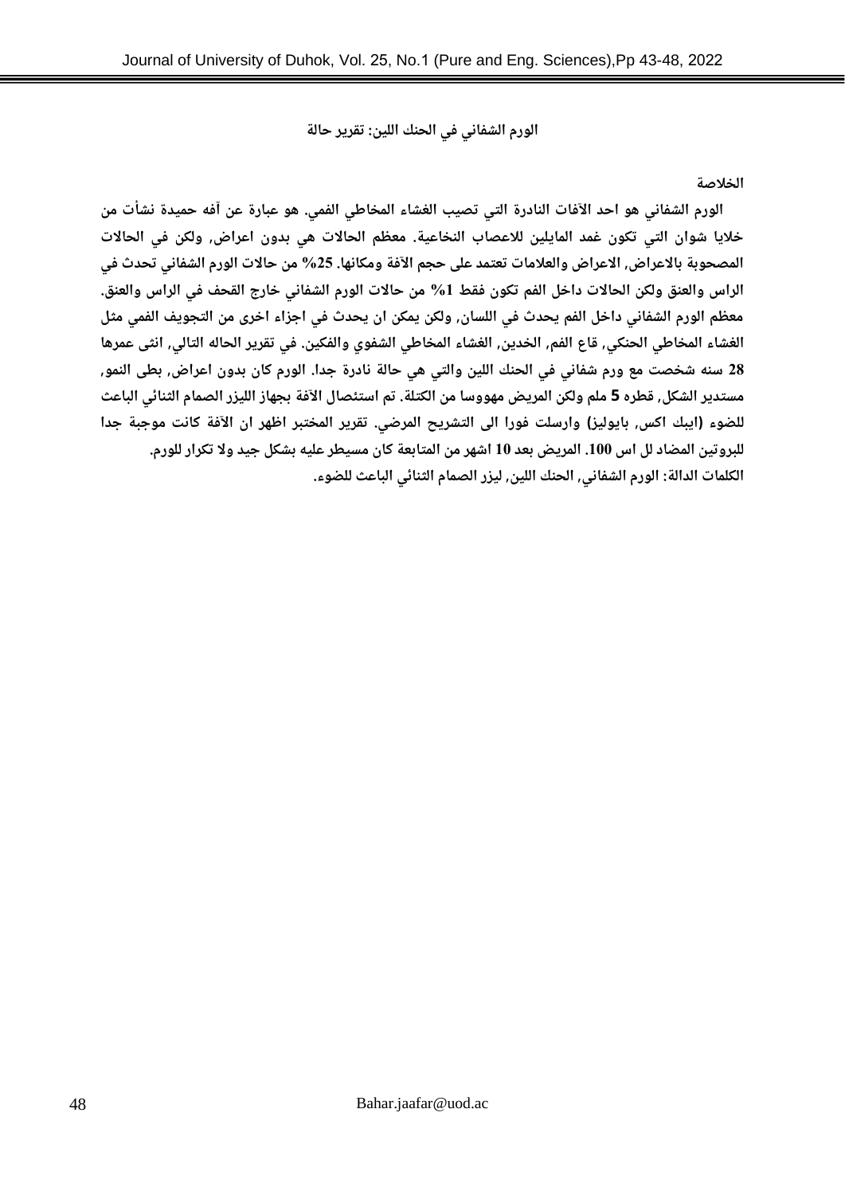## الورم الشفاني في الحنك اللين: تقرير حالة

### الخلاصة

الورم الشفاني هو احد الآفات النادرة التي تصيب الغشاء المخاطي الفمي. هو عبارة عن آفه حميدة نشأت من خلايا شوان التي تكون غمد المايلين للاعصاب النخاعية. معظم الحالات هي بدون اعراض, ولكن في الحالات المصحوبة بالاعراض, الاعراض والعلامات تعتمد على حجم الآفة ومكانها. 25% من حالات الورم الشفاني تحدث في الراس والعنق ولكن الحالات داخل الفم تكون فقط 1% من حالات الورم الشفاني خارج القحف في الراس والعنق. معظم الورم الشفاني داخل الفم يحدث في اللسان, ولكن يمكن ان يحدث في اجزاء اخرى من التجويف الفمي مثل الغشاء المخاطي الحنكي, قاع الفم, الخدين, الغشاء المخاطي الشفوي والفكين. في تقرير الحاله التالي, انثى عمرها 28 سنه شخصت مع ورم شفاني في الحنك اللين والتي هي حالة نادرة جدا. الورم كان بدون اعراض, بطى النمو, مستدير الشكل, قطره 5 ملم ولكن المريض مهووسا من الكتلة. تم استئصال الآفة بجهاز الليزر الصمام الثنائي الباعث للضوء (ايبك اكس, بايوليز) وارسلت فورا الى التشريح المرضي. تقرير المختبر اظهر ان الآفة كانت موجبة جدا للبروتين المضاد لل اس 100. المريض بعد 10 اشهر من المتابعة كان مسيطر عليه بشكل جيد ولا تكرار للورم.

الكلمات الدالة: الورم الشفاني, الحنك اللين, ليزر الصمام الثنائي الباعث للضوء.

Bahar.jaafar@uod.ac